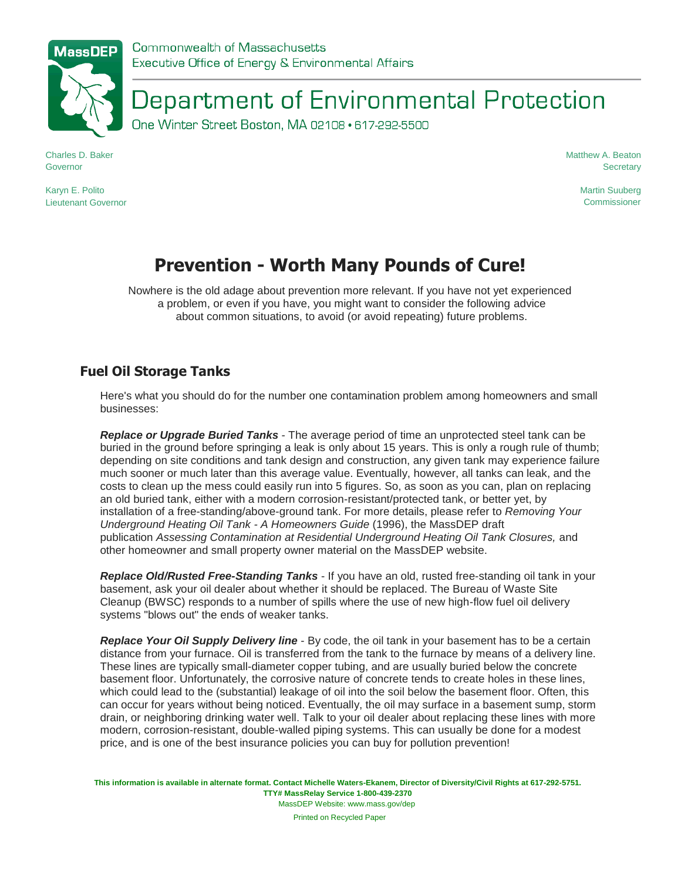Commonwealth of Massachusetts
Executive Office of Energy & Environmental Affairs

# Department of Environmental Protection

One Winter Street Boston, MA 02108 • 617-292-5500

Charles D. Baker
Governor

Karyn E. Polito
Lieutenant Governor

Matthew A. Beaton
Secretary

Martin Suuberg
Commissioner

## Prevention - Worth Many Pounds of Cure!

Nowhere is the old adage about prevention more relevant. If you have not yet experienced a problem, or even if you have, you might want to consider the following advice about common situations, to avoid (or avoid repeating) future problems.

### Fuel Oil Storage Tanks

Here's what you should do for the number one contamination problem among homeowners and small businesses:

***Replace or Upgrade Buried Tanks*** - The average period of time an unprotected steel tank can be buried in the ground before springing a leak is only about 15 years. This is only a rough rule of thumb; depending on site conditions and tank design and construction, any given tank may experience failure much sooner or much later than this average value. Eventually, however, all tanks can leak, and the costs to clean up the mess could easily run into 5 figures. So, as soon as you can, plan on replacing an old buried tank, either with a modern corrosion-resistant/protected tank, or better yet, by installation of a free-standing/above-ground tank. For more details, please refer to *Removing Your Underground Heating Oil Tank - A Homeowners Guide* (1996), the MassDEP draft publication *Assessing Contamination at Residential Underground Heating Oil Tank Closures,* and other homeowner and small property owner material on the MassDEP website.

***Replace Old/Rusted Free-Standing Tanks*** - If you have an old, rusted free-standing oil tank in your basement, ask your oil dealer about whether it should be replaced. The Bureau of Waste Site Cleanup (BWSC) responds to a number of spills where the use of new high-flow fuel oil delivery systems "blows out" the ends of weaker tanks.

***Replace Your Oil Supply Delivery line*** - By code, the oil tank in your basement has to be a certain distance from your furnace. Oil is transferred from the tank to the furnace by means of a delivery line. These lines are typically small-diameter copper tubing, and are usually buried below the concrete basement floor. Unfortunately, the corrosive nature of concrete tends to create holes in these lines, which could lead to the (substantial) leakage of oil into the soil below the basement floor. Often, this can occur for years without being noticed. Eventually, the oil may surface in a basement sump, storm drain, or neighboring drinking water well. Talk to your oil dealer about replacing these lines with more modern, corrosion-resistant, double-walled piping systems. This can usually be done for a modest price, and is one of the best insurance policies you can buy for pollution prevention!

**This information is available in alternate format. Contact Michelle Waters-Ekanem, Director of Diversity/Civil Rights at 617-292-5751.**
**TTY# MassRelay Service 1-800-439-2370**
MassDEP Website: www.mass.gov/dep

Printed on Recycled Paper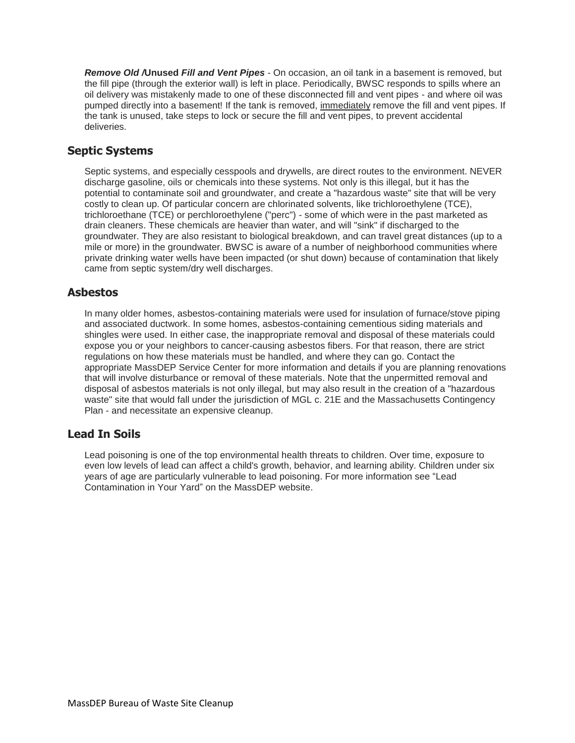***Remove Old /*Unused *Fill and Vent Pipes*** - On occasion, an oil tank in a basement is removed, but the fill pipe (through the exterior wall) is left in place. Periodically, BWSC responds to spills where an oil delivery was mistakenly made to one of these disconnected fill and vent pipes - and where oil was pumped directly into a basement! If the tank is removed, immediately remove the fill and vent pipes. If the tank is unused, take steps to lock or secure the fill and vent pipes, to prevent accidental deliveries.

## Septic Systems

Septic systems, and especially cesspools and drywells, are direct routes to the environment. NEVER discharge gasoline, oils or chemicals into these systems. Not only is this illegal, but it has the potential to contaminate soil and groundwater, and create a "hazardous waste" site that will be very costly to clean up. Of particular concern are chlorinated solvents, like trichloroethylene (TCE), trichloroethane (TCE) or perchloroethylene ("perc") - some of which were in the past marketed as drain cleaners. These chemicals are heavier than water, and will "sink" if discharged to the groundwater. They are also resistant to biological breakdown, and can travel great distances (up to a mile or more) in the groundwater. BWSC is aware of a number of neighborhood communities where private drinking water wells have been impacted (or shut down) because of contamination that likely came from septic system/dry well discharges.

## Asbestos

In many older homes, asbestos-containing materials were used for insulation of furnace/stove piping and associated ductwork. In some homes, asbestos-containing cementious siding materials and shingles were used. In either case, the inappropriate removal and disposal of these materials could expose you or your neighbors to cancer-causing asbestos fibers. For that reason, there are strict regulations on how these materials must be handled, and where they can go. Contact the appropriate MassDEP Service Center for more information and details if you are planning renovations that will involve disturbance or removal of these materials. Note that the unpermitted removal and disposal of asbestos materials is not only illegal, but may also result in the creation of a "hazardous waste" site that would fall under the jurisdiction of MGL c. 21E and the Massachusetts Contingency Plan - and necessitate an expensive cleanup.

## Lead In Soils

Lead poisoning is one of the top environmental health threats to children. Over time, exposure to even low levels of lead can affect a child's growth, behavior, and learning ability. Children under six years of age are particularly vulnerable to lead poisoning. For more information see "Lead Contamination in Your Yard" on the MassDEP website.